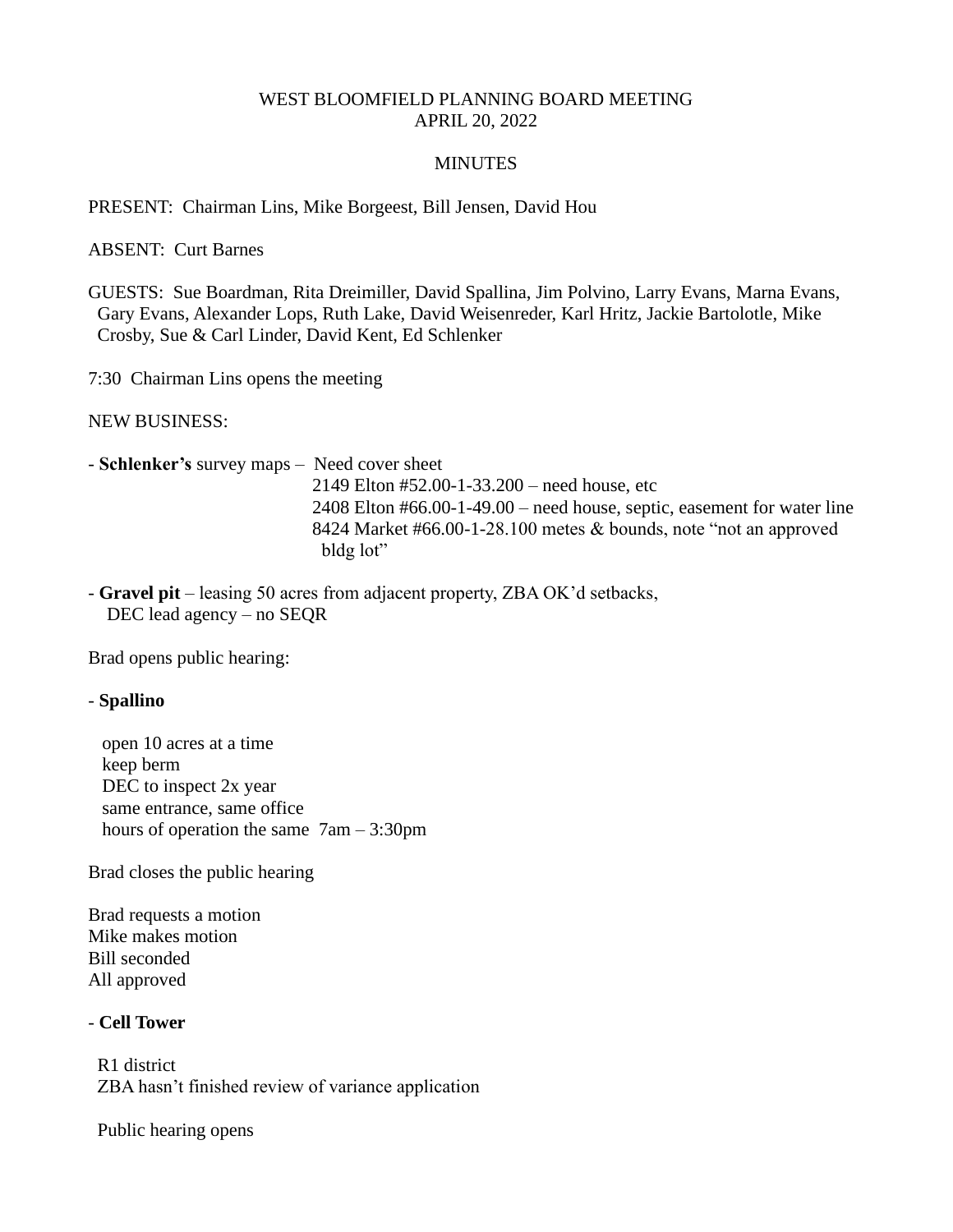WEST BLOOMFIELD PLANNING BOARD MEETING
APRIL 20, 2022

MINUTES

PRESENT: Chairman Lins, Mike Borgeest, Bill Jensen, David Hou

ABSENT: Curt Barnes

GUESTS: Sue Boardman, Rita Dreimiller, David Spallina, Jim Polvino, Larry Evans, Marna Evans, Gary Evans, Alexander Lops, Ruth Lake, David Weisenreder, Karl Hritz, Jackie Bartolotle, Mike Crosby, Sue & Carl Linder, David Kent, Ed Schlenker

7:30 Chairman Lins opens the meeting

NEW BUSINESS:

- **Schlenker's** survey maps – Need cover sheet
  2149 Elton #52.00-1-33.200 – need house, etc
  2408 Elton #66.00-1-49.00 – need house, septic, easement for water line
  8424 Market #66.00-1-28.100 metes & bounds, note "not an approved bldg lot"

- **Gravel pit** – leasing 50 acres from adjacent property, ZBA OK'd setbacks, DEC lead agency – no SEQR

Brad opens public hearing:

- **Spallino**

  open 10 acres at a time
  keep berm
  DEC to inspect 2x year
  same entrance, same office
  hours of operation the same 7am – 3:30pm

Brad closes the public hearing

Brad requests a motion
Mike makes motion
Bill seconded
All approved

- **Cell Tower**

  R1 district
  ZBA hasn't finished review of variance application

  Public hearing opens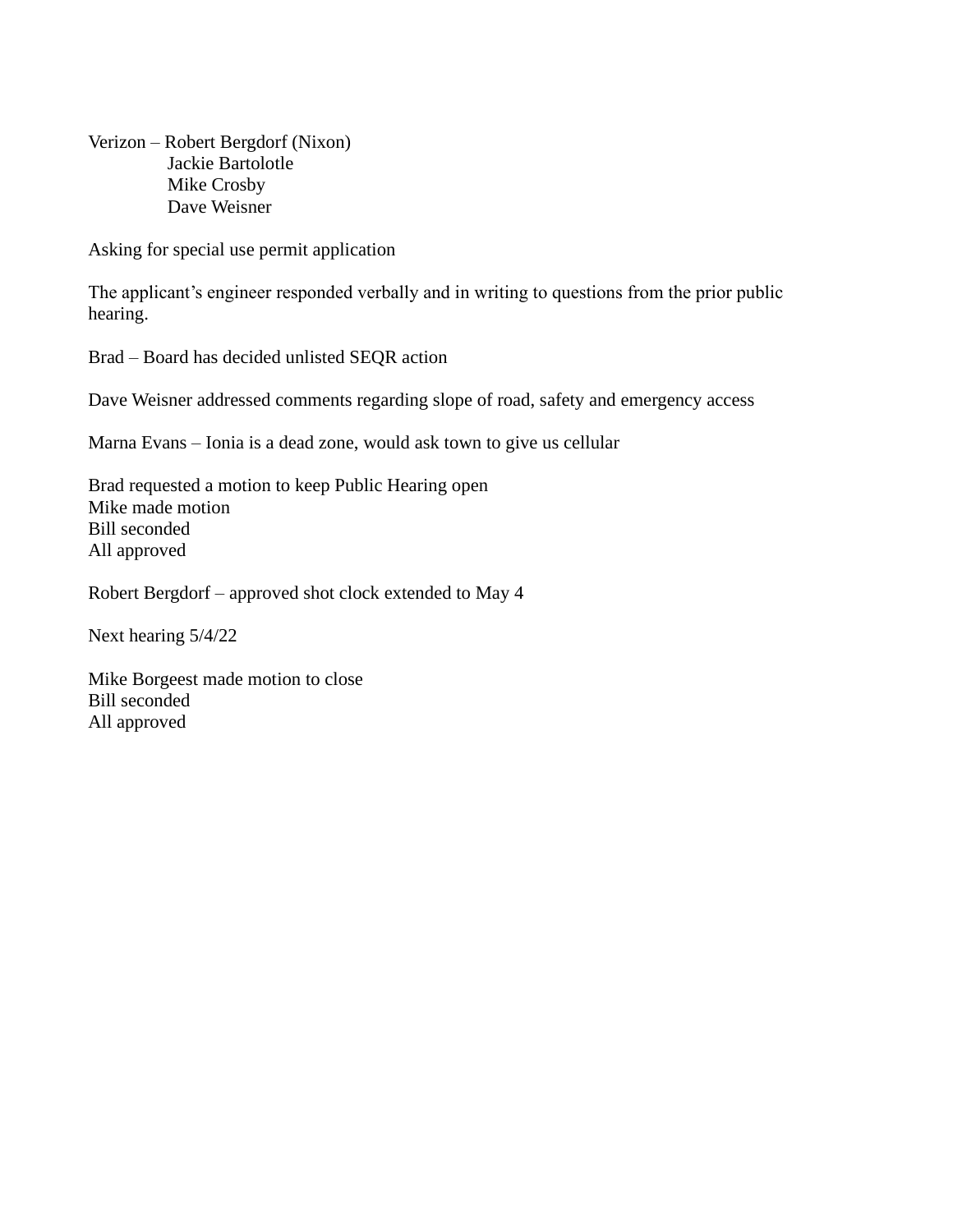Verizon – Robert Bergdorf (Nixon)
Jackie Bartolotle
Mike Crosby
Dave Weisner

Asking for special use permit application

The applicant's engineer responded verbally and in writing to questions from the prior public hearing.

Brad – Board has decided unlisted SEQR action

Dave Weisner addressed comments regarding slope of road, safety and emergency access

Marna Evans – Ionia is a dead zone, would ask town to give us cellular

Brad requested a motion to keep Public Hearing open
Mike made motion
Bill seconded
All approved

Robert Bergdorf – approved shot clock extended to May 4

Next hearing 5/4/22

Mike Borgeest made motion to close
Bill seconded
All approved